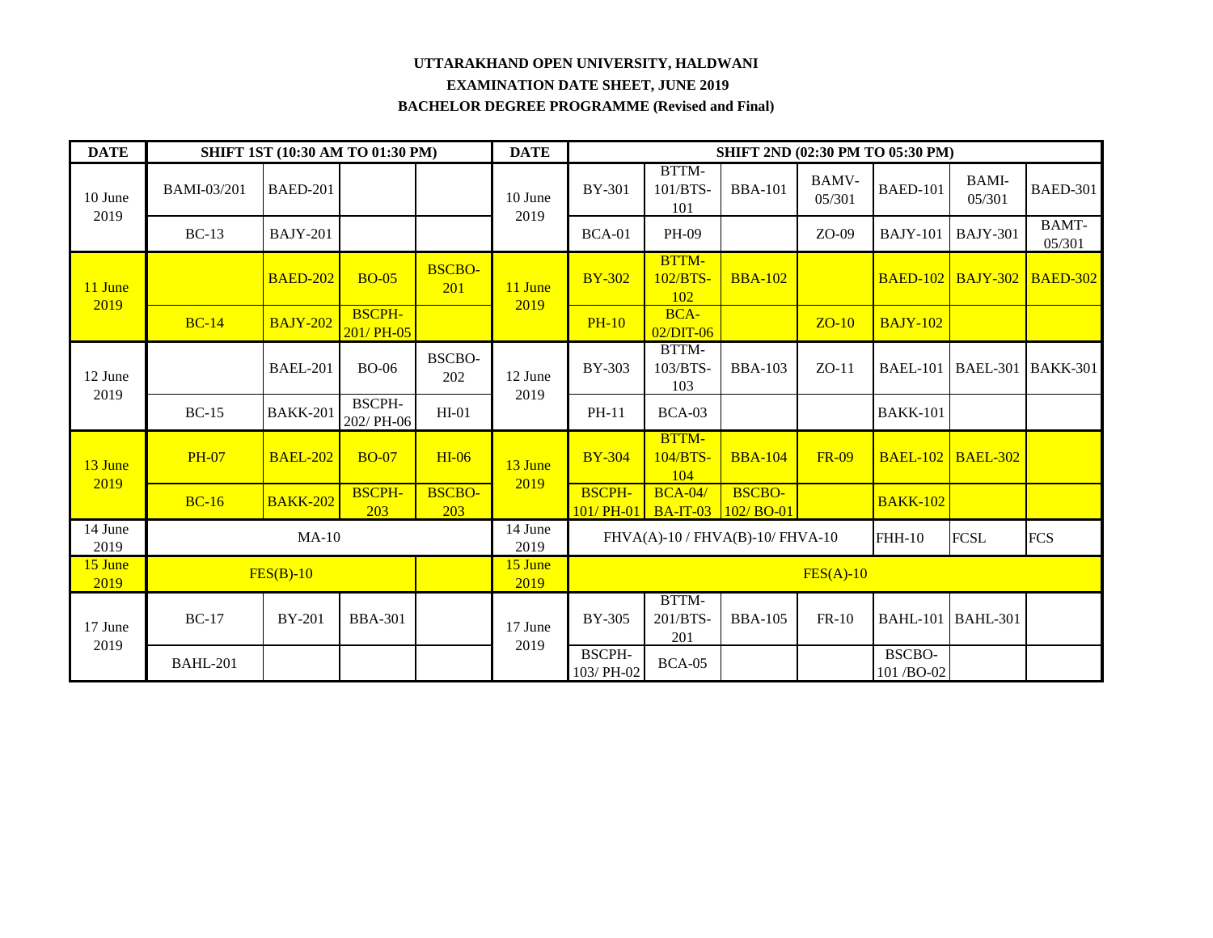**UTTARAKHAND OPEN UNIVERSITY, HALDWANI**

**EXAMINATION DATE SHEET, JUNE 2019**

**BACHELOR DEGREE PROGRAMME (Revised and Final)**

| DATE | SHIFT 1ST (10:30 AM TO 01:30 PM) | | | | DATE | SHIFT 2ND (02:30 PM TO 05:30 PM) | | | | | | |
|---|---|---|---|---|---|---|---|---|---|---|---|---|
| 10 June 2019 | BAMI-03/201 | BAED-201 | | | 10 June 2019 | BY-301 | BTTM-101/BTS-101 | BBA-101 | BAMV-05/301 | BAED-101 | BAMI-05/301 | BAED-301 |
| | BC-13 | BAJY-201 | | | | BCA-01 | PH-09 | | ZO-09 | BAJY-101 | BAJY-301 | BAMT-05/301 |
| 11 June 2019 | | BAED-202 | BO-05 | BSCBO-201 | 11 June 2019 | BY-302 | BTTM-102/BTS-102 | BBA-102 | | BAED-102 | BAJY-302 | BAED-302 |
| | BC-14 | BAJY-202 | BSCPH-201/ PH-05 | | | PH-10 | BCA-02/DIT-06 | | ZO-10 | BAJY-102 | | |
| 12 June 2019 | | BAEL-201 | BO-06 | BSCBO-202 | 12 June 2019 | BY-303 | BTTM-103/BTS-103 | BBA-103 | ZO-11 | BAEL-101 | BAEL-301 | BAKK-301 |
| | BC-15 | BAKK-201 | BSCPH-202/ PH-06 | HI-01 | | PH-11 | BCA-03 | | | BAKK-101 | | |
| 13 June 2019 | PH-07 | BAEL-202 | BO-07 | HI-06 | 13 June 2019 | BY-304 | BTTM-104/BTS-104 | BBA-104 | FR-09 | BAEL-102 | BAEL-302 | |
| | BC-16 | BAKK-202 | BSCPH-203 | BSCBO-203 | | BSCPH-101/ PH-01 | BCA-04/ BA-IT-03 | BSCBO-102/ BO-01 | | BAKK-102 | | |
| 14 June 2019 | MA-10 | | | | 14 June 2019 | FHVA(A)-10 / FHVA(B)-10/ FHVA-10 | | | | FHH-10 | FCSL | FCS |
| 15 June 2019 | FES(B)-10 | | | | 15 June 2019 | FES(A)-10 | | | | | | |
| 17 June 2019 | BC-17 | BY-201 | BBA-301 | | 17 June 2019 | BY-305 | BTTM-201/BTS-201 | BBA-105 | FR-10 | BAHL-101 | BAHL-301 | |
| | BAHL-201 | | | | | BSCPH-103/ PH-02 | BCA-05 | | | BSCBO-101 /BO-02 | | |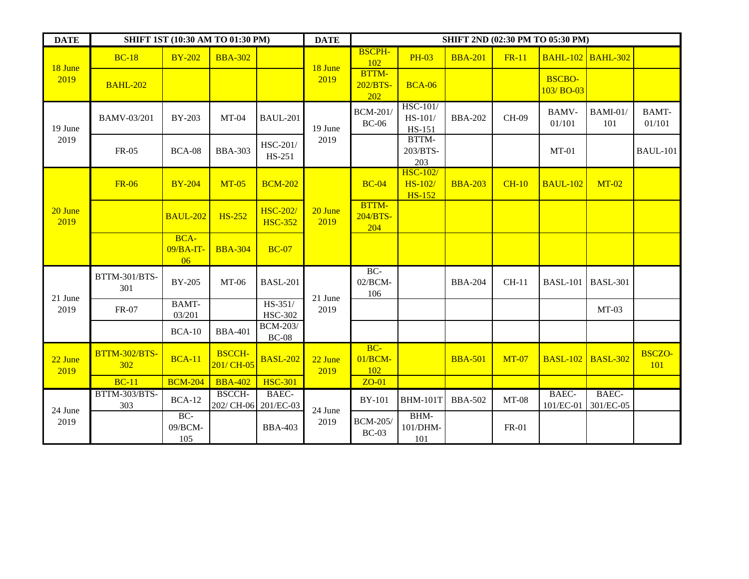| DATE | SHIFT 1ST (10:30 AM TO 01:30 PM) | | | | DATE | SHIFT 2ND (02:30 PM TO 05:30 PM) | | | | | | |
|---|---|---|---|---|---|---|---|---|---|---|---|---|
| 18 June 2019 | BC-18 | BY-202 | BBA-302 | | 18 June 2019 | BSCPH-102 | PH-03 | BBA-201 | FR-11 | BAHL-102 | BAHL-302 | |
| | BAHL-202 | | | | | BTTM-202/BTS-202 | BCA-06 | | | BSCBO-103/ BO-03 | | |
| 19 June 2019 | BAMV-03/201 | BY-203 | MT-04 | BAUL-201 | 19 June 2019 | BCM-201/ BC-06 | HSC-101/ HS-101/ HS-151 | BBA-202 | CH-09 | BAMV-01/101 | BAMI-01/ 101 | BAMT-01/101 |
| | FR-05 | BCA-08 | BBA-303 | HSC-201/ HS-251 | | | BTTM-203/BTS-203 | | | MT-01 | | BAUL-101 |
| 20 June 2019 | FR-06 | BY-204 | MT-05 | BCM-202 | 20 June 2019 | BC-04 | HSC-102/ HS-102/ HS-152 | BBA-203 | CH-10 | BAUL-102 | MT-02 | |
| | | BAUL-202 | HS-252 | HSC-202/ HSC-352 | | BTTM-204/BTS-204 | | | | | | |
| | | BCA-09/BA-IT-06 | BBA-304 | BC-07 | | | | | | | | |
| 21 June 2019 | BTTM-301/BTS-301 | BY-205 | MT-06 | BASL-201 | 21 June 2019 | BC-02/BCM-106 | | BBA-204 | CH-11 | BASL-101 | BASL-301 | |
| | FR-07 | BAMT-03/201 | | HS-351/ HSC-302 | | | | | | | MT-03 | |
| | | BCA-10 | BBA-401 | BCM-203/ BC-08 | | | | | | | | |
| 22 June 2019 | BTTM-302/BTS-302 | BCA-11 | BSCCH-201/ CH-05 | BASL-202 | 22 June 2019 | BC-01/BCM-102 | | BBA-501 | MT-07 | BASL-102 | BASL-302 | BSCZO-101 |
| | BC-11 | BCM-204 | BBA-402 | HSC-301 | | ZO-01 | | | | | | |
| 24 June 2019 | BTTM-303/BTS-303 | BCA-12 | BSCCH-202/ CH-06 | BAEC-201/EC-03 | 24 June 2019 | BY-101 | BHM-101T | BBA-502 | MT-08 | BAEC-101/EC-01 | BAEC-301/EC-05 | |
| | | BC-09/BCM-105 | | BBA-403 | | BCM-205/ BC-03 | BHM-101/DHM-101 | | FR-01 | | | |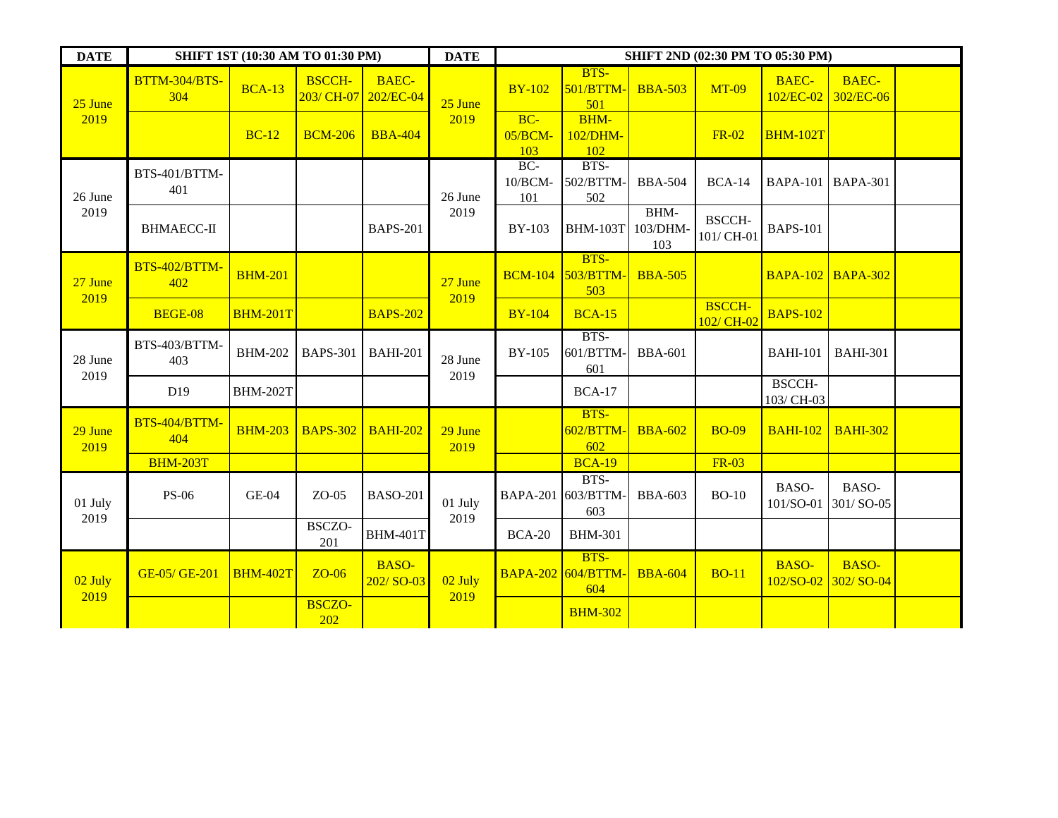| DATE | SHIFT 1ST (10:30 AM TO 01:30 PM) | | | | DATE | SHIFT 2ND (02:30 PM TO 05:30 PM) | | | | | | |
|---|---|---|---|---|---|---|---|---|---|---|---|---|
| 25 June 2019 | BTTM-304/BTS-304 | BCA-13 | BSCCH-203/ CH-07 | BAEC-202/EC-04 | 25 June 2019 | BY-102 | BTS-501/BTTM-501 | BBA-503 | MT-09 | BAEC-102/EC-02 | BAEC-302/EC-06 | |
| | | BC-12 | BCM-206 | BBA-404 | | BC-05/BCM-103 | BHM-102/DHM-102 | | FR-02 | BHM-102T | | |
| 26 June 2019 | BTS-401/BTTM-401 | | | | 26 June 2019 | BC-10/BCM-101 | BTS-502/BTTM-502 | BBA-504 | BCA-14 | BAPA-101 | BAPA-301 | |
| | BHMAECC-II | | | BAPS-201 | | BY-103 | BHM-103T | BHM-103/DHM-103 | BSCCH-101/ CH-01 | BAPS-101 | | |
| 27 June 2019 | BTS-402/BTTM-402 | BHM-201 | | | 27 June 2019 | BCM-104 | BTS-503/BTTM-503 | BBA-505 | | BAPA-102 | BAPA-302 | |
| | BEGE-08 | BHM-201T | | BAPS-202 | | BY-104 | BCA-15 | | BSCCH-102/ CH-02 | BAPS-102 | | |
| 28 June 2019 | BTS-403/BTTM-403 | BHM-202 | BAPS-301 | BAHI-201 | 28 June 2019 | BY-105 | BTS-601/BTTM-601 | BBA-601 | | BAHI-101 | BAHI-301 | |
| | D19 | BHM-202T | | | | | BCA-17 | | | BSCCH-103/ CH-03 | | |
| 29 June 2019 | BTS-404/BTTM-404 | BHM-203 | BAPS-302 | BAHI-202 | 29 June 2019 | | BTS-602/BTTM-602 | BBA-602 | BO-09 | BAHI-102 | BAHI-302 | |
| | BHM-203T | | | | | | BCA-19 | | FR-03 | | | |
| 01 July 2019 | PS-06 | GE-04 | ZO-05 | BASO-201 | 01 July 2019 | BAPA-201 | BTS-603/BTTM-603 | BBA-603 | BO-10 | BASO-101/SO-01 | BASO-301/ SO-05 | |
| | | | BSCZO-201 | BHM-401T | | BCA-20 | BHM-301 | | | | | |
| 02 July 2019 | GE-05/ GE-201 | BHM-402T | ZO-06 | BASO-202/ SO-03 | 02 July 2019 | BAPA-202 | BTS-604/BTTM-604 | BBA-604 | BO-11 | BASO-102/SO-02 | BASO-302/ SO-04 | |
| | | | BSCZO-202 | | | | BHM-302 | | | | | |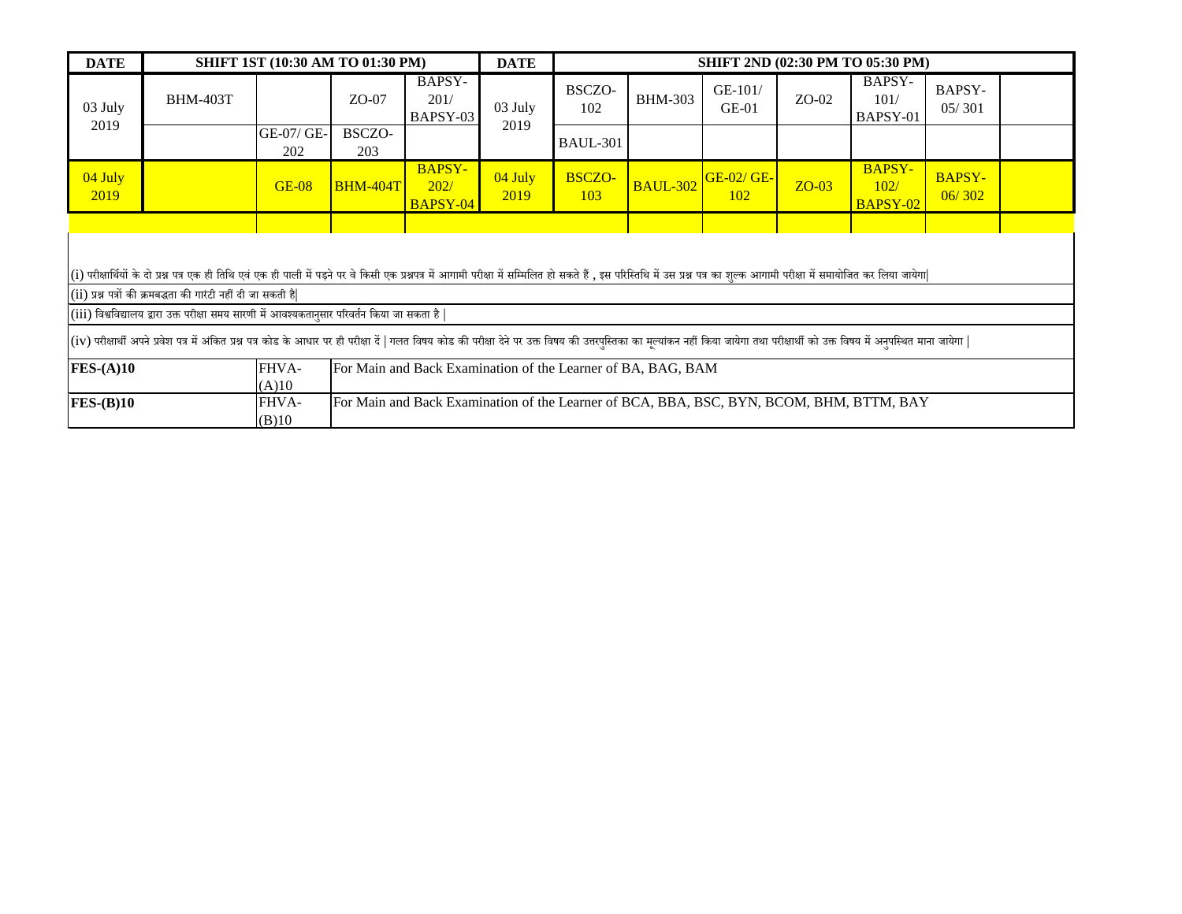| DATE | SHIFT 1ST (10:30 AM TO 01:30 PM) | | | | DATE | SHIFT 2ND (02:30 PM TO 05:30 PM) | | | | | | |
|---|---|---|---|---|---|---|---|---|---|---|---|---|
| 03 July 2019 | BHM-403T | | ZO-07 | BAPSY-201/ BAPSY-03 | 03 July 2019 | BSCZO-102 | BHM-303 | GE-101/ GE-01 | ZO-02 | BAPSY-101/ BAPSY-01 | BAPSY-05/ 301 | |
| | | GE-07/ GE-202 | BSCZO-203 | | | BAUL-301 | | | | | | |
| 04 July 2019 | | GE-08 | BHM-404T | BAPSY-202/ BAPSY-04 | 04 July 2019 | BSCZO-103 | BAUL-302 | GE-02/ GE-102 | ZO-03 | BAPSY-102/ BAPSY-02 | BAPSY-06/ 302 | |

(i) परीक्षार्थियों के दो प्रश्न पत्र एक ही तिथि एवं एक ही पाली में पड़ने पर वे किसी एक प्रश्नपत्र में आगामी परीक्षा में सम्मिलित हो सकते हैं , इस परिस्थिति में उस प्रश्न पत्र का शुल्क आगामी परीक्षा में समायोजित कर लिया जायेगा|

(ii) प्रश्न पत्रों की क्रमबद्धता की गारंटी नहीं दी जा सकती है|

(iii) विश्वविद्यालय द्वारा उक्त परीक्षा समय सारणी में आवश्यकतानुसार परिवर्तन किया जा सकता है |

(iv) परीक्षार्थी अपने प्रवेश पत्र में अंकित प्रश्न पत्र कोड के आधार पर ही परीक्षा दें | गलत विषय कोड की परीक्षा देने पर उक्त विषय की उत्तरपुस्तिका का मूल्यांकन नहीं किया जायेगा तथा परीक्षार्थी को उक्त विषय में अनुपस्थित माना जायेगा |

| | | |
|---|---|---|
| **FES-(A)10** | FHVA-(A)10 | For Main and Back Examination of the Learner of BA, BAG, BAM |
| **FES-(B)10** | FHVA-(B)10 | For Main and Back Examination of the Learner of BCA, BBA, BSC, BYN, BCOM, BHM, BTTM, BAY |